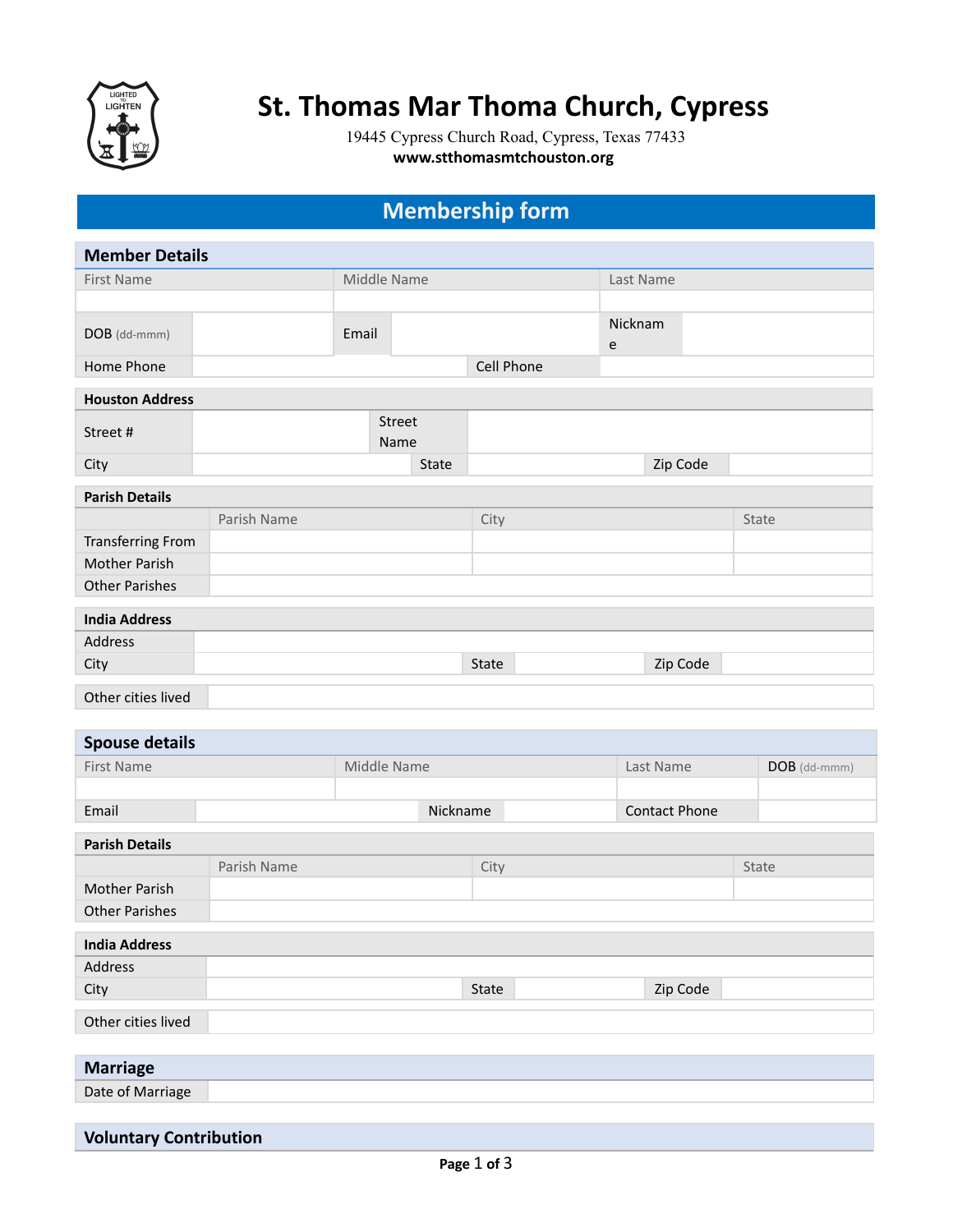# St. Thomas Mar Thoma Church, Cypress

19445 Cypress Church Road, Cypress, Texas 77433

**www.stthomasmtchouston.org**

## Membership form

### Member Details

| First Name | | Middle Name | | Last Name | |
|---|---|---|---|---|---|
| | | | | | |
| DOB (dd-mmm) | | Email | | Nickname | |
| Home Phone | | | Cell Phone | | |

**Houston Address**

| Street # | | Street Name | | | |
|---|---|---|---|---|---|
| City | | State | | Zip Code | |

**Parish Details**

| | Parish Name | City | State |
|---|---|---|---|
| Transferring From | | | |
| Mother Parish | | | |
| Other Parishes | | | |

**India Address**

| Address | | | | | |
|---|---|---|---|---|---|
| City | | State | | Zip Code | |

| Other cities lived | |
|---|---|

### Spouse details

| First Name | | Middle Name | | Last Name | DOB (dd-mmm) |
|---|---|---|---|---|---|
| | | | | | |
| Email | | Nickname | | Contact Phone | |

**Parish Details**

| | Parish Name | City | State |
|---|---|---|---|
| Mother Parish | | | |
| Other Parishes | | | |

**India Address**

| Address | | | | | |
|---|---|---|---|---|---|
| City | | State | | Zip Code | |

| Other cities lived | |
|---|---|

### Marriage

| Date of Marriage | |
|---|---|

### Voluntary Contribution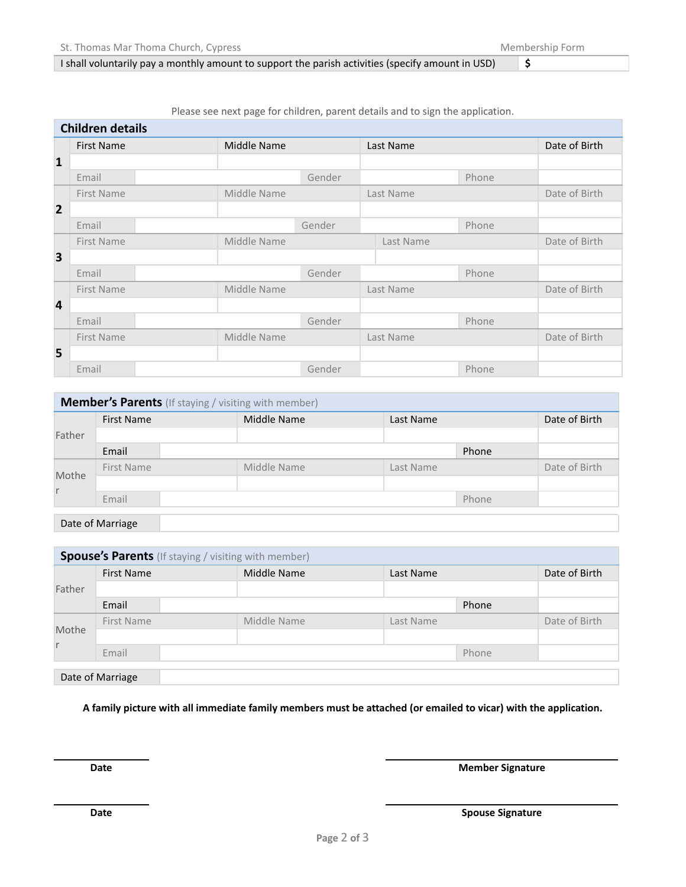| I shall voluntarily pay a monthly amount to support the parish activities (specify amount in USD) | $ |
|---|---|

Please see next page for children, parent details and to sign the application.

## Children details

| # | First Name | | Middle Name | | Last Name | | Date of Birth |
|---|---|---|---|---|---|---|---|
| 1 | | | | | | | |
| | Email | | Gender | | Phone | | |
| 2 | First Name | | Middle Name | | Last Name | | Date of Birth |
| | | | | | | | |
| | Email | | Gender | | Phone | | |
| 3 | First Name | | Middle Name | | Last Name | | Date of Birth |
| | | | | | | | |
| | Email | | Gender | | Phone | | |
| 4 | First Name | | Middle Name | | Last Name | | Date of Birth |
| | | | | | | | |
| | Email | | Gender | | Phone | | |
| 5 | First Name | | Middle Name | | Last Name | | Date of Birth |
| | | | | | | | |
| | Email | | Gender | | Phone | | |

## Member's Parents (If staying / visiting with member)

| | First Name | Middle Name | Last Name | Date of Birth |
|---|---|---|---|---|
| Father | | | | |
| | Email | | Phone | |
| Mother | First Name | Middle Name | Last Name | Date of Birth |
| | | | | |
| | Email | | Phone | |

| Date of Marriage | |
|---|---|

## Spouse's Parents (If staying / visiting with member)

| | First Name | Middle Name | Last Name | Date of Birth |
|---|---|---|---|---|
| Father | | | | |
| | Email | | Phone | |
| Mother | First Name | Middle Name | Last Name | Date of Birth |
| | | | | |
| | Email | | Phone | |

| Date of Marriage | |
|---|---|

**A family picture with all immediate family members must be attached (or emailed to vicar) with the application.**

**Date** ____________________ **Member Signature** ____________________

**Date** ____________________ **Spouse Signature** ____________________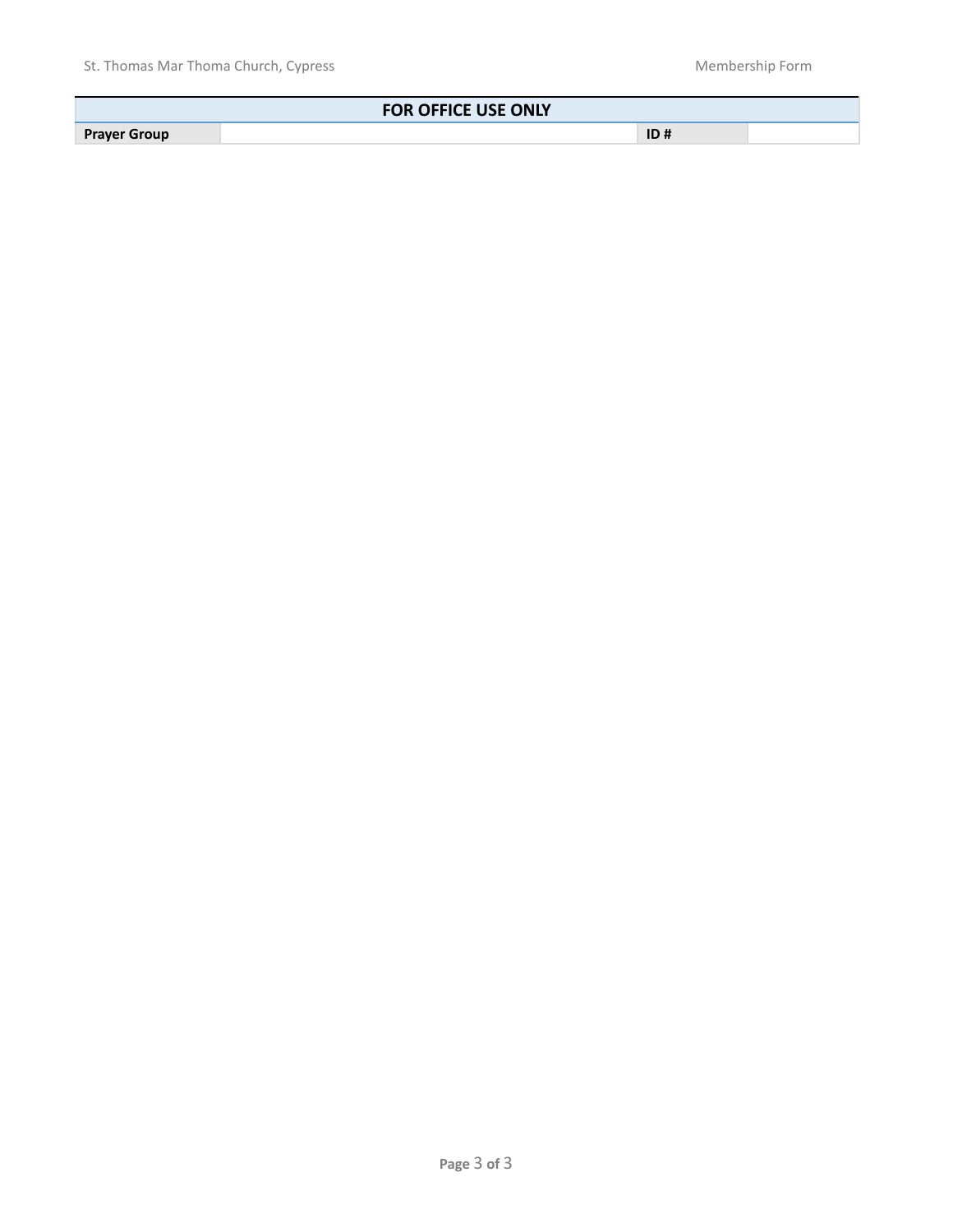| FOR OFFICE USE ONLY | | | |
|---|---|---|---|
| **Prayer Group** | | **ID #** | |